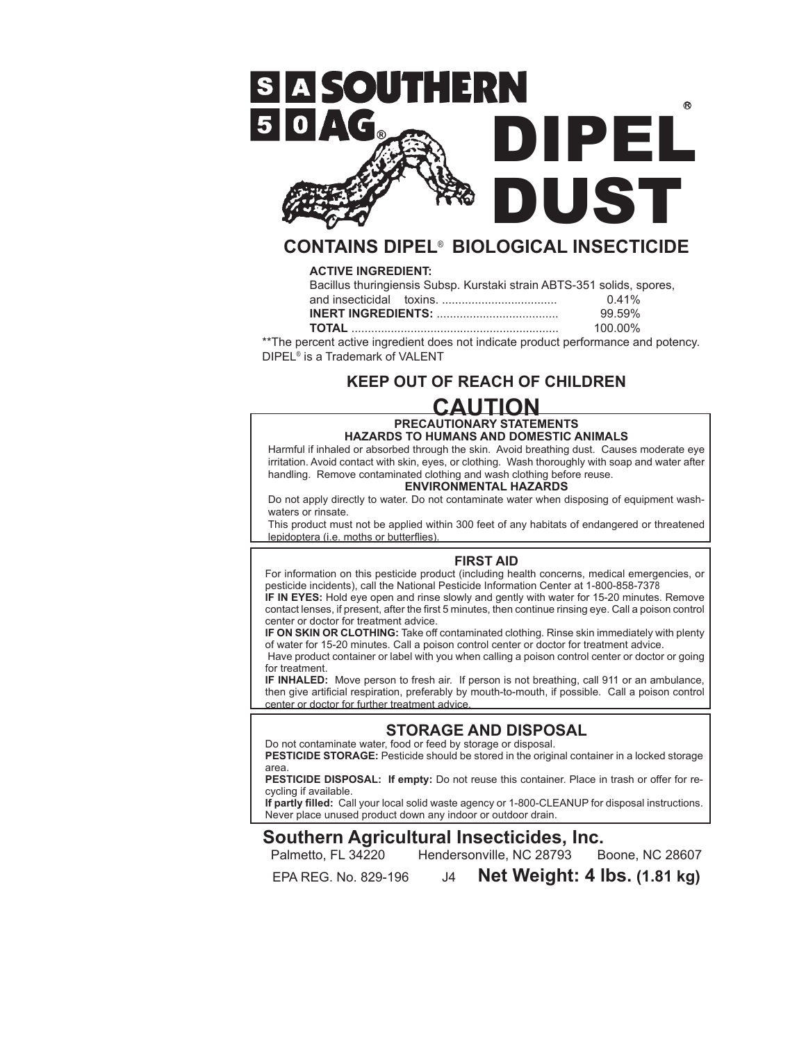# SA 50 SOUTHERN AG®

# DIPEL® DUST

## CONTAINS DIPEL® BIOLOGICAL INSECTICIDE

**ACTIVE INGREDIENT:**

| | |
|---|---|
| Bacillus thuringiensis Subsp. Kurstaki strain ABTS-351 solids, spores, and insecticidal toxins. | 0.41% |
| **INERT INGREDIENTS:** | 99.59% |
| **TOTAL** | 100.00% |

**The percent active ingredient does not indicate product performance and potency.
DIPEL® is a Trademark of VALENT

### KEEP OUT OF REACH OF CHILDREN

## CAUTION

### PRECAUTIONARY STATEMENTS

#### HAZARDS TO HUMANS AND DOMESTIC ANIMALS

Harmful if inhaled or absorbed through the skin. Avoid breathing dust. Causes moderate eye irritation. Avoid contact with skin, eyes, or clothing. Wash thoroughly with soap and water after handling. Remove contaminated clothing and wash clothing before reuse.

#### ENVIRONMENTAL HAZARDS

Do not apply directly to water. Do not contaminate water when disposing of equipment wash-waters or rinsate.

This product must not be applied within 300 feet of any habitats of endangered or threatened lepidoptera (i.e. moths or butterflies).

### FIRST AID

For information on this pesticide product (including health concerns, medical emergencies, or pesticide incidents), call the National Pesticide Information Center at 1-800-858-7378

**IF IN EYES:** Hold eye open and rinse slowly and gently with water for 15-20 minutes. Remove contact lenses, if present, after the first 5 minutes, then continue rinsing eye. Call a poison control center or doctor for treatment advice.

**IF ON SKIN OR CLOTHING:** Take off contaminated clothing. Rinse skin immediately with plenty of water for 15-20 minutes. Call a poison control center or doctor for treatment advice.

Have product container or label with you when calling a poison control center or doctor or going for treatment.

**IF INHALED:** Move person to fresh air. If person is not breathing, call 911 or an ambulance, then give artificial respiration, preferably by mouth-to-mouth, if possible. Call a poison control center or doctor for further treatment advice.

### STORAGE AND DISPOSAL

Do not contaminate water, food or feed by storage or disposal.

**PESTICIDE STORAGE:** Pesticide should be stored in the original container in a locked storage area.

**PESTICIDE DISPOSAL: If empty:** Do not reuse this container. Place in trash or offer for re-cycling if available.

**If partly filled:** Call your local solid waste agency or 1-800-CLEANUP for disposal instructions. Never place unused product down any indoor or outdoor drain.

## Southern Agricultural Insecticides, Inc.

Palmetto, FL 34220 Hendersonville, NC 28793 Boone, NC 28607

EPA REG. No. 829-196 J4 **Net Weight: 4 lbs. (1.81 kg)**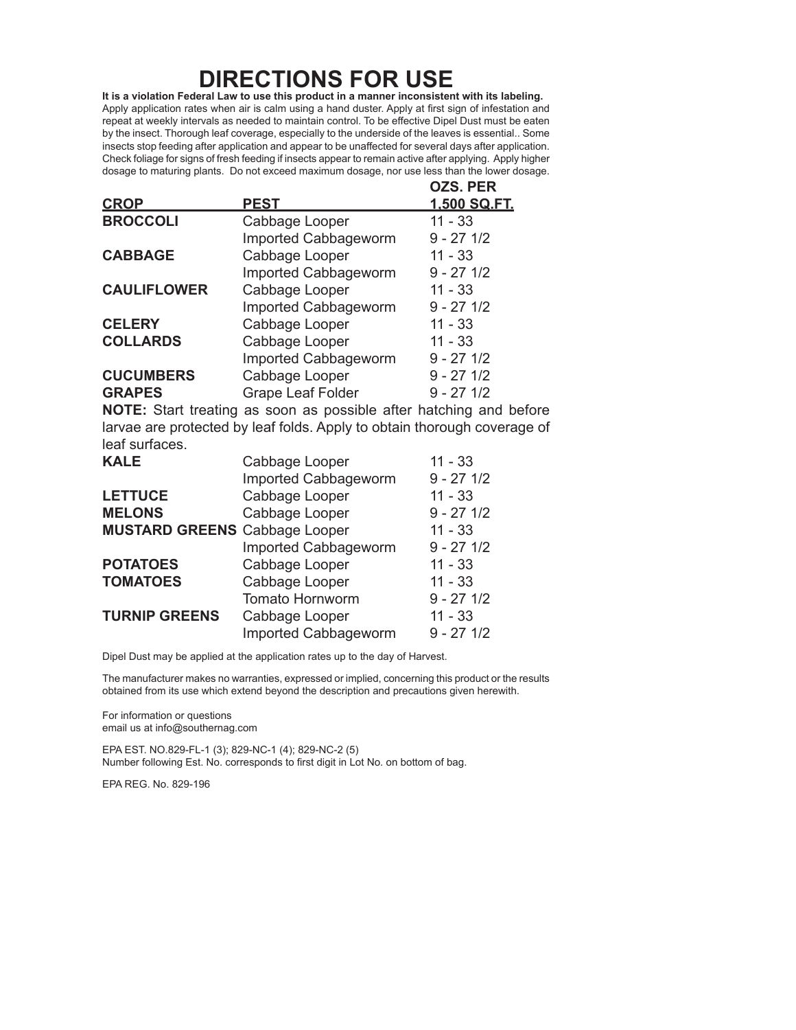# DIRECTIONS FOR USE

**It is a violation Federal Law to use this product in a manner inconsistent with its labeling.**
Apply application rates when air is calm using a hand duster. Apply at first sign of infestation and repeat at weekly intervals as needed to maintain control. To be effective Dipel Dust must be eaten by the insect. Thorough leaf coverage, especially to the underside of the leaves is essential.. Some insects stop feeding after application and appear to be unaffected for several days after application. Check foliage for signs of fresh feeding if insects appear to remain active after applying. Apply higher dosage to maturing plants. Do not exceed maximum dosage, nor use less than the lower dosage.

| CROP | PEST | OZS. PER 1,500 SQ.FT. |
|---|---|---|
| **BROCCOLI** | Cabbage Looper | 11 - 33 |
| | Imported Cabbageworm | 9 - 27 1/2 |
| **CABBAGE** | Cabbage Looper | 11 - 33 |
| | Imported Cabbageworm | 9 - 27 1/2 |
| **CAULIFLOWER** | Cabbage Looper | 11 - 33 |
| | Imported Cabbageworm | 9 - 27 1/2 |
| **CELERY** | Cabbage Looper | 11 - 33 |
| **COLLARDS** | Cabbage Looper | 11 - 33 |
| | Imported Cabbageworm | 9 - 27 1/2 |
| **CUCUMBERS** | Cabbage Looper | 9 - 27 1/2 |
| **GRAPES** | Grape Leaf Folder | 9 - 27 1/2 |

**NOTE:** Start treating as soon as possible after hatching and before larvae are protected by leaf folds. Apply to obtain thorough coverage of leaf surfaces.

| CROP | PEST | OZS. PER 1,500 SQ.FT. |
|---|---|---|
| **KALE** | Cabbage Looper | 11 - 33 |
| | Imported Cabbageworm | 9 - 27 1/2 |
| **LETTUCE** | Cabbage Looper | 11 - 33 |
| **MELONS** | Cabbage Looper | 9 - 27 1/2 |
| **MUSTARD GREENS** | Cabbage Looper | 11 - 33 |
| | Imported Cabbageworm | 9 - 27 1/2 |
| **POTATOES** | Cabbage Looper | 11 - 33 |
| **TOMATOES** | Cabbage Looper | 11 - 33 |
| | Tomato Hornworm | 9 - 27 1/2 |
| **TURNIP GREENS** | Cabbage Looper | 11 - 33 |
| | Imported Cabbageworm | 9 - 27 1/2 |

Dipel Dust may be applied at the application rates up to the day of Harvest.

The manufacturer makes no warranties, expressed or implied, concerning this product or the results obtained from its use which extend beyond the description and precautions given herewith.

For information or questions
email us at info@southernag.com

EPA EST. NO.829-FL-1 (3); 829-NC-1 (4); 829-NC-2 (5)
Number following Est. No. corresponds to first digit in Lot No. on bottom of bag.

EPA REG. No. 829-196